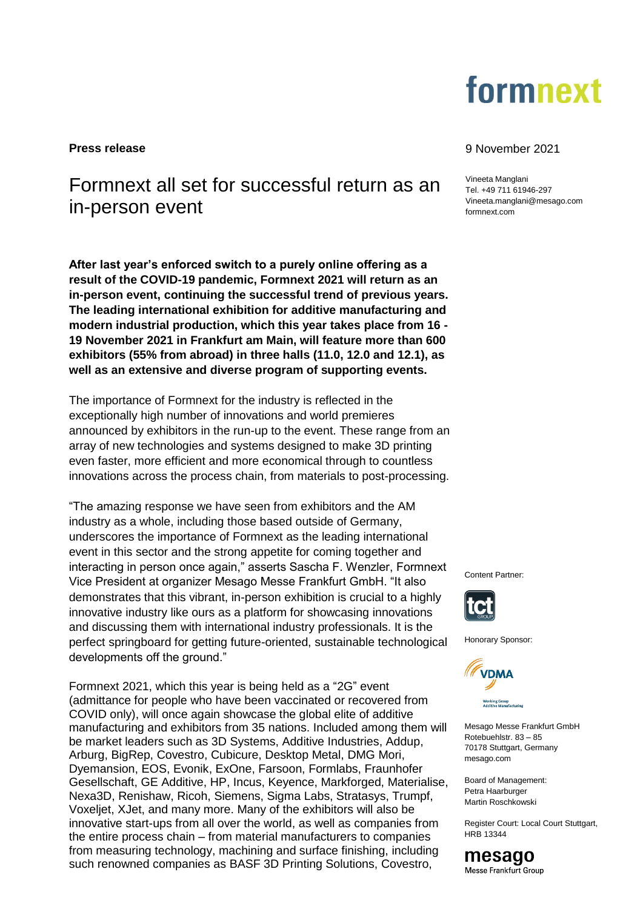**Press release**

9 November 2021

Vineeta Manglani
Tel. +49 711 61946-297
Vineeta.manglani@mesago.com
formnext.com

# Formnext all set for successful return as an in-person event

**After last year's enforced switch to a purely online offering as a result of the COVID-19 pandemic, Formnext 2021 will return as an in-person event, continuing the successful trend of previous years. The leading international exhibition for additive manufacturing and modern industrial production, which this year takes place from 16 - 19 November 2021 in Frankfurt am Main, will feature more than 600 exhibitors (55% from abroad) in three halls (11.0, 12.0 and 12.1), as well as an extensive and diverse program of supporting events.**

The importance of Formnext for the industry is reflected in the exceptionally high number of innovations and world premieres announced by exhibitors in the run-up to the event. These range from an array of new technologies and systems designed to make 3D printing even faster, more efficient and more economical through to countless innovations across the process chain, from materials to post-processing.

"The amazing response we have seen from exhibitors and the AM industry as a whole, including those based outside of Germany, underscores the importance of Formnext as the leading international event in this sector and the strong appetite for coming together and interacting in person once again," asserts Sascha F. Wenzler, Formnext Vice President at organizer Mesago Messe Frankfurt GmbH. "It also demonstrates that this vibrant, in-person exhibition is crucial to a highly innovative industry like ours as a platform for showcasing innovations and discussing them with international industry professionals. It is the perfect springboard for getting future-oriented, sustainable technological developments off the ground."

Formnext 2021, which this year is being held as a "2G" event (admittance for people who have been vaccinated or recovered from COVID only), will once again showcase the global elite of additive manufacturing and exhibitors from 35 nations. Included among them will be market leaders such as 3D Systems, Additive Industries, Addup, Arburg, BigRep, Covestro, Cubicure, Desktop Metal, DMG Mori, Dyemansion, EOS, Evonik, ExOne, Farsoon, Formlabs, Fraunhofer Gesellschaft, GE Additive, HP, Incus, Keyence, Markforged, Materialise, Nexa3D, Renishaw, Ricoh, Siemens, Sigma Labs, Stratasys, Trumpf, Voxeljet, XJet, and many more. Many of the exhibitors will also be innovative start-ups from all over the world, as well as companies from the entire process chain – from material manufacturers to companies from measuring technology, machining and surface finishing, including such renowned companies as BASF 3D Printing Solutions, Covestro,

Content Partner:

Honorary Sponsor:

Mesago Messe Frankfurt GmbH
Rotebuehlstr. 83 – 85
70178 Stuttgart, Germany
mesago.com

Board of Management:
Petra Haarburger
Martin Roschkowski

Register Court: Local Court Stuttgart, HRB 13344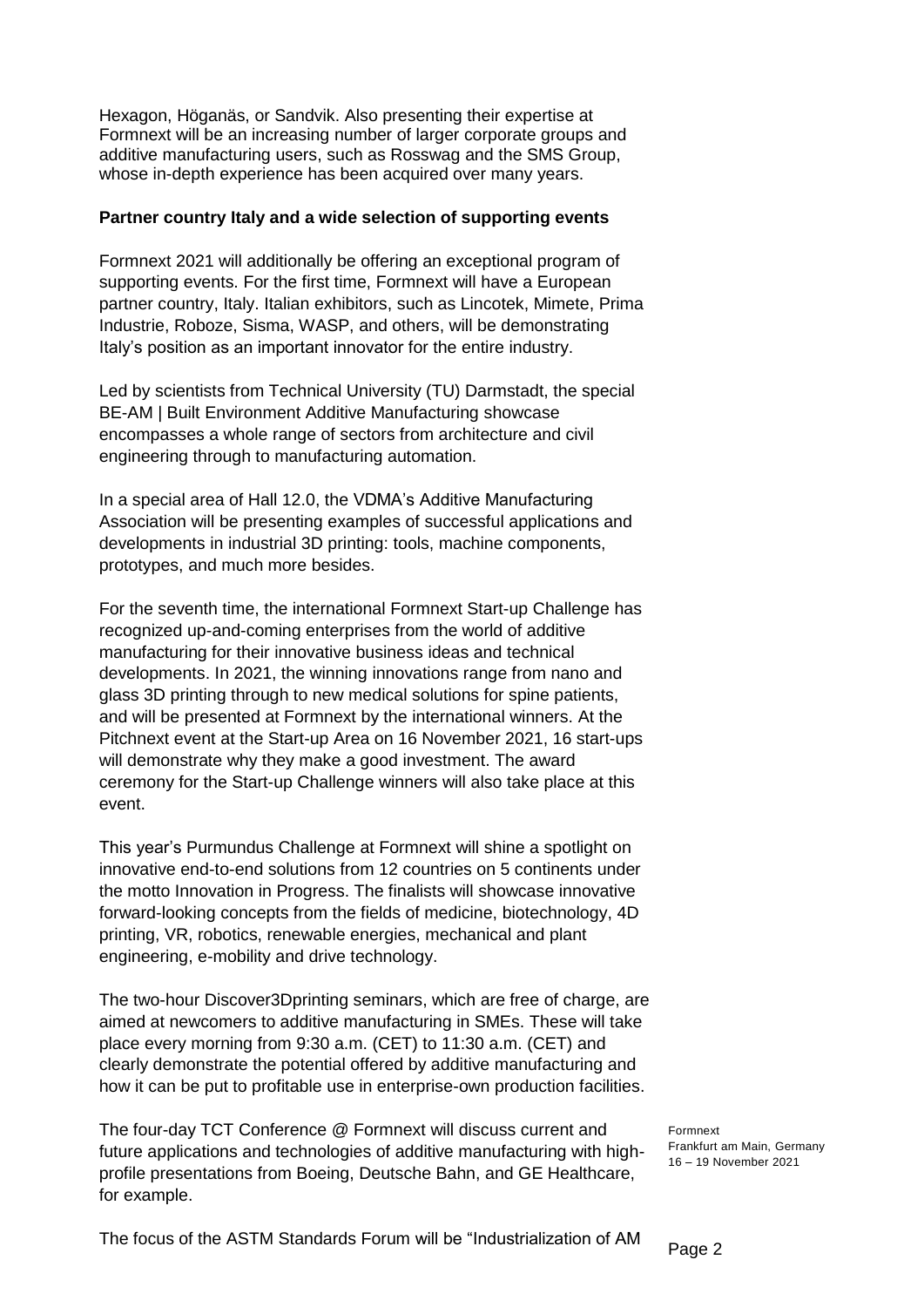Hexagon, Höganäs, or Sandvik. Also presenting their expertise at Formnext will be an increasing number of larger corporate groups and additive manufacturing users, such as Rosswag and the SMS Group, whose in-depth experience has been acquired over many years.

**Partner country Italy and a wide selection of supporting events**

Formnext 2021 will additionally be offering an exceptional program of supporting events. For the first time, Formnext will have a European partner country, Italy. Italian exhibitors, such as Lincotek, Mimete, Prima Industrie, Roboze, Sisma, WASP, and others, will be demonstrating Italy's position as an important innovator for the entire industry.

Led by scientists from Technical University (TU) Darmstadt, the special BE-AM | Built Environment Additive Manufacturing showcase encompasses a whole range of sectors from architecture and civil engineering through to manufacturing automation.

In a special area of Hall 12.0, the VDMA's Additive Manufacturing Association will be presenting examples of successful applications and developments in industrial 3D printing: tools, machine components, prototypes, and much more besides.

For the seventh time, the international Formnext Start-up Challenge has recognized up-and-coming enterprises from the world of additive manufacturing for their innovative business ideas and technical developments. In 2021, the winning innovations range from nano and glass 3D printing through to new medical solutions for spine patients, and will be presented at Formnext by the international winners. At the Pitchnext event at the Start-up Area on 16 November 2021, 16 start-ups will demonstrate why they make a good investment. The award ceremony for the Start-up Challenge winners will also take place at this event.

This year's Purmundus Challenge at Formnext will shine a spotlight on innovative end-to-end solutions from 12 countries on 5 continents under the motto Innovation in Progress. The finalists will showcase innovative forward-looking concepts from the fields of medicine, biotechnology, 4D printing, VR, robotics, renewable energies, mechanical and plant engineering, e-mobility and drive technology.

The two-hour Discover3Dprinting seminars, which are free of charge, are aimed at newcomers to additive manufacturing in SMEs. These will take place every morning from 9:30 a.m. (CET) to 11:30 a.m. (CET) and clearly demonstrate the potential offered by additive manufacturing and how it can be put to profitable use in enterprise-own production facilities.

The four-day TCT Conference @ Formnext will discuss current and future applications and technologies of additive manufacturing with high-profile presentations from Boeing, Deutsche Bahn, and GE Healthcare, for example.

The focus of the ASTM Standards Forum will be "Industrialization of AM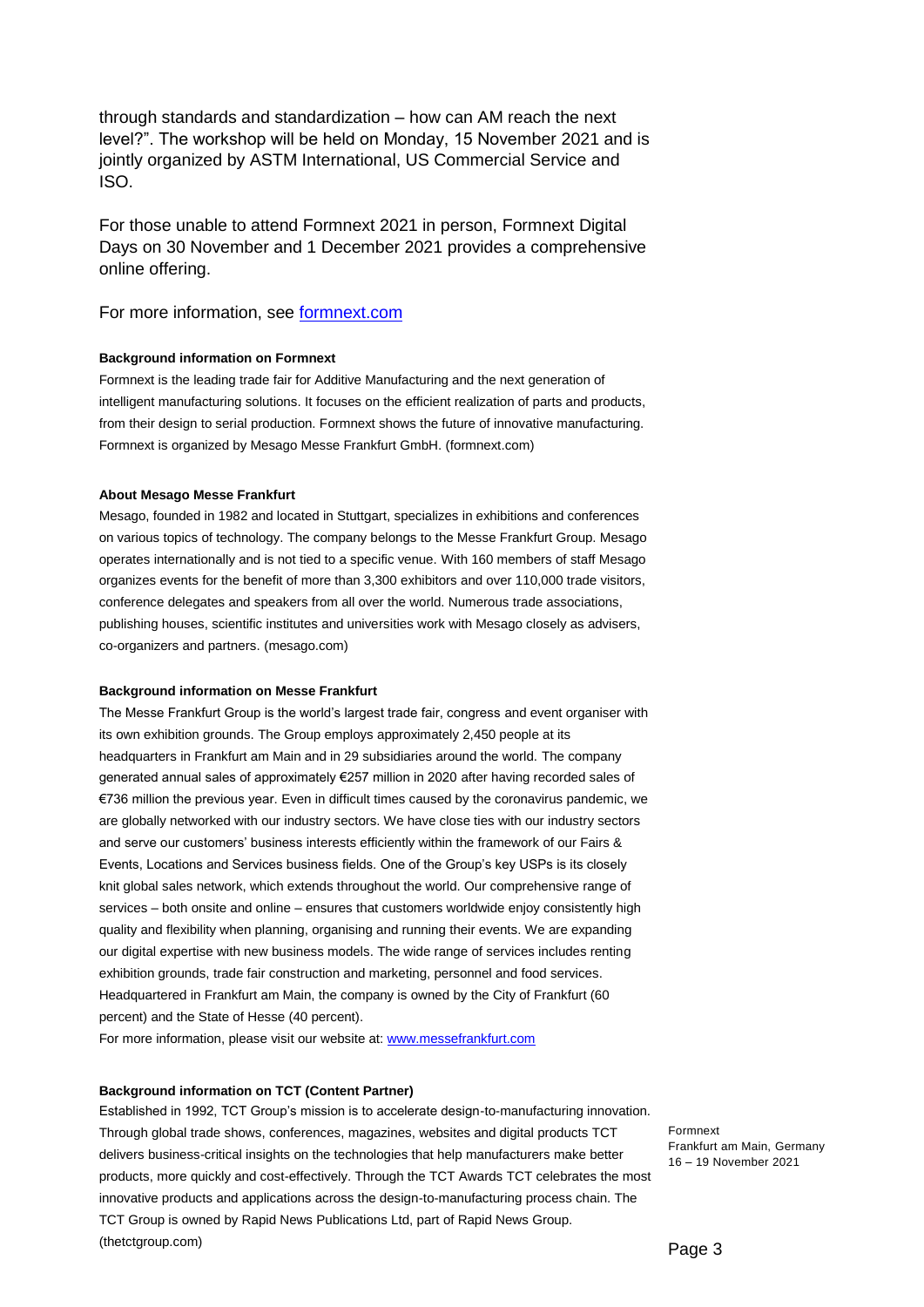through standards and standardization – how can AM reach the next level?". The workshop will be held on Monday, 15 November 2021 and is jointly organized by ASTM International, US Commercial Service and ISO.

For those unable to attend Formnext 2021 in person, Formnext Digital Days on 30 November and 1 December 2021 provides a comprehensive online offering.

For more information, see [formnext.com](formnext.com)

**Background information on Formnext**

Formnext is the leading trade fair for Additive Manufacturing and the next generation of intelligent manufacturing solutions. It focuses on the efficient realization of parts and products, from their design to serial production. Formnext shows the future of innovative manufacturing. Formnext is organized by Mesago Messe Frankfurt GmbH. (formnext.com)

**About Mesago Messe Frankfurt**

Mesago, founded in 1982 and located in Stuttgart, specializes in exhibitions and conferences on various topics of technology. The company belongs to the Messe Frankfurt Group. Mesago operates internationally and is not tied to a specific venue. With 160 members of staff Mesago organizes events for the benefit of more than 3,300 exhibitors and over 110,000 trade visitors, conference delegates and speakers from all over the world. Numerous trade associations, publishing houses, scientific institutes and universities work with Mesago closely as advisers, co-organizers and partners. (mesago.com)

**Background information on Messe Frankfurt**

The Messe Frankfurt Group is the world's largest trade fair, congress and event organiser with its own exhibition grounds. The Group employs approximately 2,450 people at its headquarters in Frankfurt am Main and in 29 subsidiaries around the world. The company generated annual sales of approximately €257 million in 2020 after having recorded sales of €736 million the previous year. Even in difficult times caused by the coronavirus pandemic, we are globally networked with our industry sectors. We have close ties with our industry sectors and serve our customers' business interests efficiently within the framework of our Fairs & Events, Locations and Services business fields. One of the Group's key USPs is its closely knit global sales network, which extends throughout the world. Our comprehensive range of services – both onsite and online – ensures that customers worldwide enjoy consistently high quality and flexibility when planning, organising and running their events. We are expanding our digital expertise with new business models. The wide range of services includes renting exhibition grounds, trade fair construction and marketing, personnel and food services. Headquartered in Frankfurt am Main, the company is owned by the City of Frankfurt (60 percent) and the State of Hesse (40 percent).

For more information, please visit our website at: [www.messefrankfurt.com](www.messefrankfurt.com)

**Background information on TCT (Content Partner)**

Established in 1992, TCT Group's mission is to accelerate design-to-manufacturing innovation. Through global trade shows, conferences, magazines, websites and digital products TCT delivers business-critical insights on the technologies that help manufacturers make better products, more quickly and cost-effectively. Through the TCT Awards TCT celebrates the most innovative products and applications across the design-to-manufacturing process chain. The TCT Group is owned by Rapid News Publications Ltd, part of Rapid News Group. (thetctgroup.com)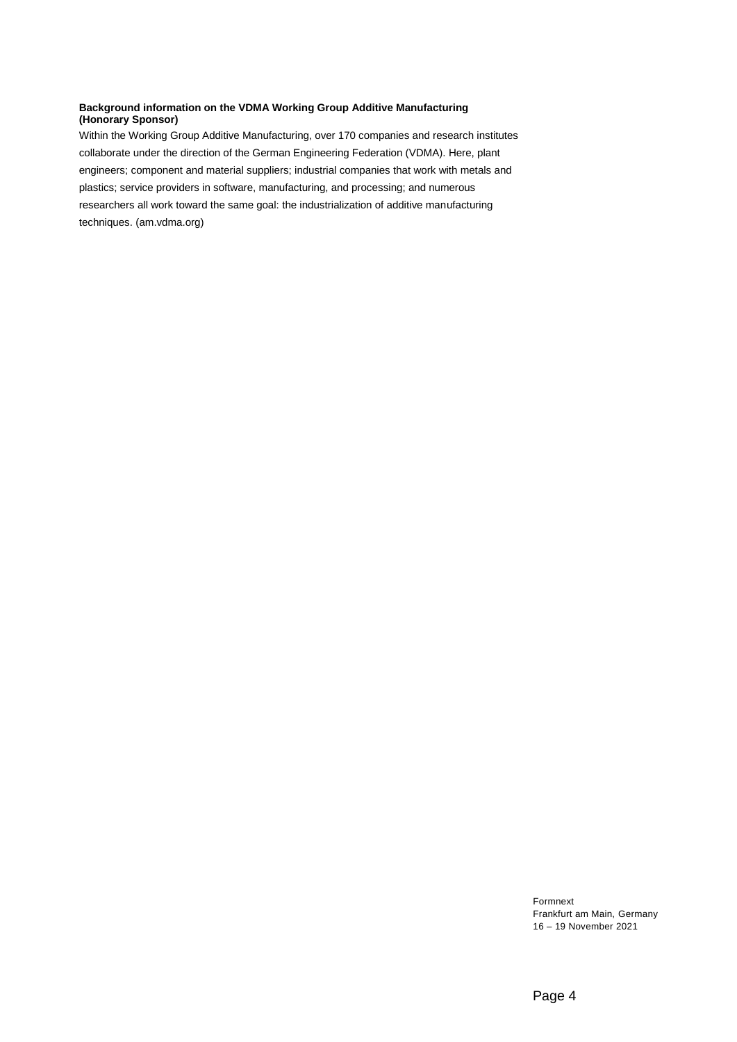**Background information on the VDMA Working Group Additive Manufacturing (Honorary Sponsor)**

Within the Working Group Additive Manufacturing, over 170 companies and research institutes collaborate under the direction of the German Engineering Federation (VDMA). Here, plant engineers; component and material suppliers; industrial companies that work with metals and plastics; service providers in software, manufacturing, and processing; and numerous researchers all work toward the same goal: the industrialization of additive manufacturing techniques. (am.vdma.org)